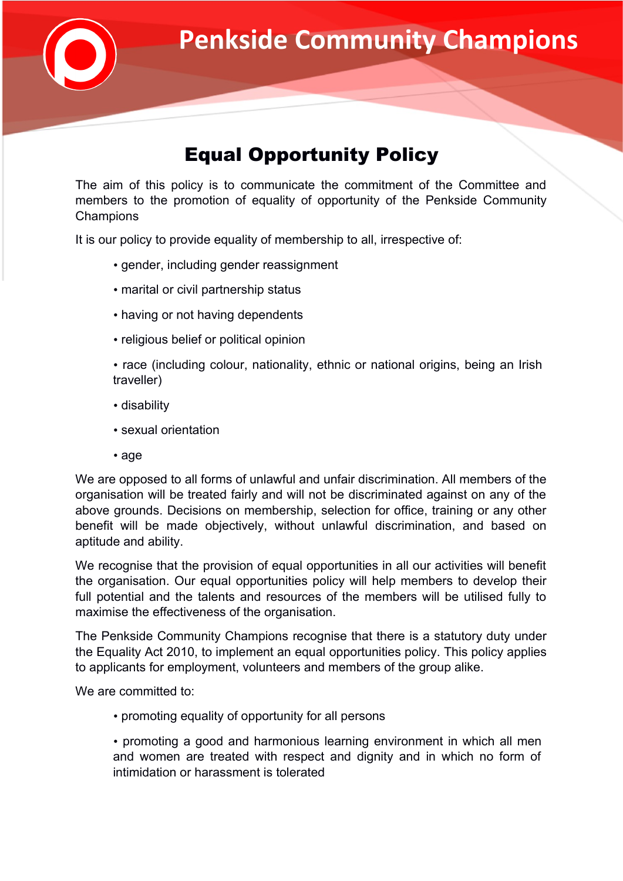# Penkside Community Champions

## Equal Opportunity Policy

The aim of this policy is to communicate the commitment of the Committee and members to the promotion of equality of opportunity of the Penkside Community Champions

It is our policy to provide equality of membership to all, irrespective of:

- gender, including gender reassignment
- marital or civil partnership status
- having or not having dependents
- religious belief or political opinion
- race (including colour, nationality, ethnic or national origins, being an Irish traveller)
- disability
- sexual orientation
- age

We are opposed to all forms of unlawful and unfair discrimination. All members of the organisation will be treated fairly and will not be discriminated against on any of the above grounds. Decisions on membership, selection for office, training or any other benefit will be made objectively, without unlawful discrimination, and based on aptitude and ability.

We recognise that the provision of equal opportunities in all our activities will benefit the organisation. Our equal opportunities policy will help members to develop their full potential and the talents and resources of the members will be utilised fully to maximise the effectiveness of the organisation.

The Penkside Community Champions recognise that there is a statutory duty under the Equality Act 2010, to implement an equal opportunities policy. This policy applies to applicants for employment, volunteers and members of the group alike.

We are committed to:

- promoting equality of opportunity for all persons
- promoting a good and harmonious learning environment in which all men and women are treated with respect and dignity and in which no form of intimidation or harassment is tolerated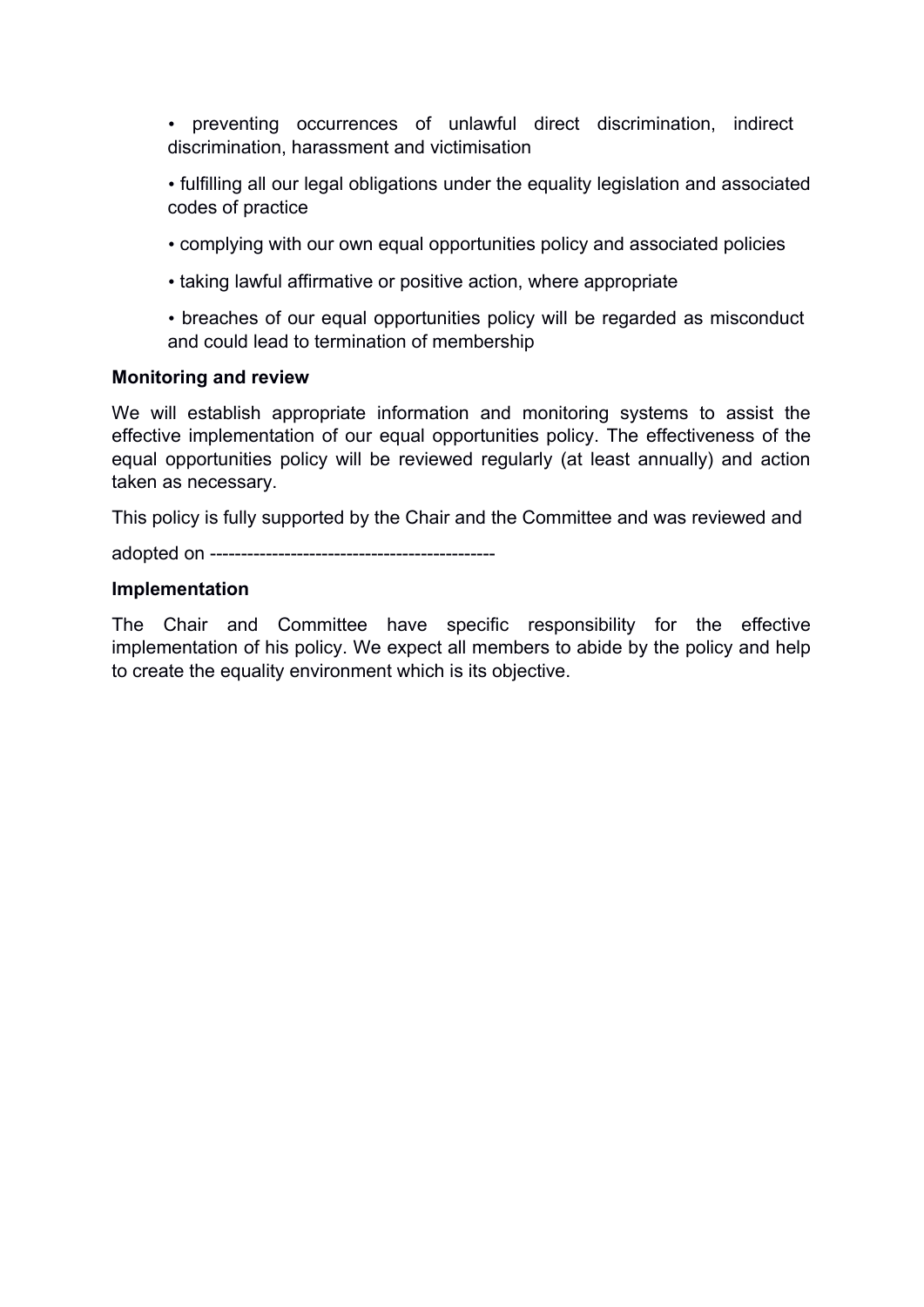- preventing occurrences of unlawful direct discrimination, indirect discrimination, harassment and victimisation
- fulfilling all our legal obligations under the equality legislation and associated codes of practice
- complying with our own equal opportunities policy and associated policies
- taking lawful affirmative or positive action, where appropriate
- breaches of our equal opportunities policy will be regarded as misconduct and could lead to termination of membership

**Monitoring and review**

We will establish appropriate information and monitoring systems to assist the effective implementation of our equal opportunities policy. The effectiveness of the equal opportunities policy will be reviewed regularly (at least annually) and action taken as necessary.

This policy is fully supported by the Chair and the Committee and was reviewed and

adopted on ---------------------------------------------

**Implementation**

The Chair and Committee have specific responsibility for the effective implementation of his policy. We expect all members to abide by the policy and help to create the equality environment which is its objective.